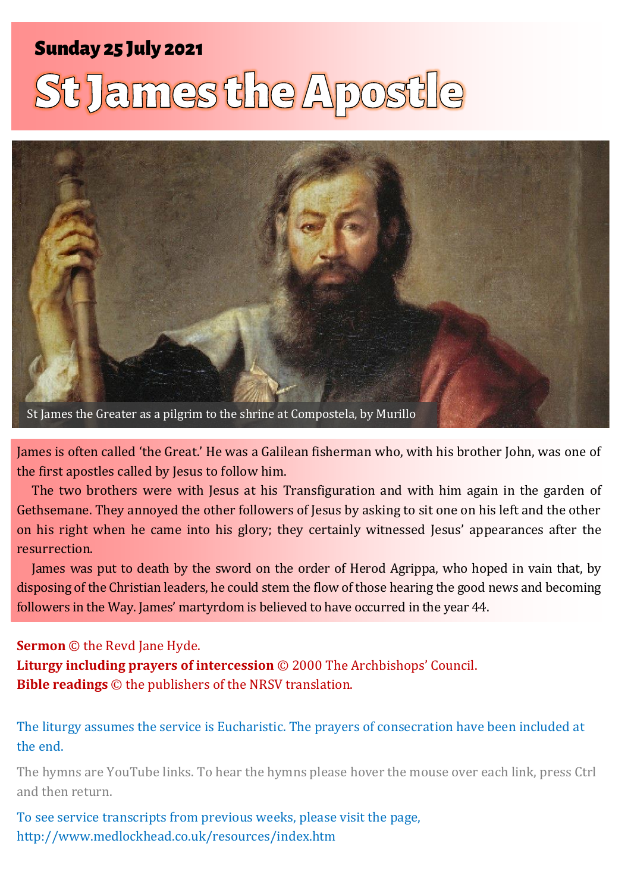**Sunday 25 July 2021**

# St James the Apostle

St James the Greater as a pilgrim to the shrine at Compostela, by Murillo

James is often called 'the Great.' He was a Galilean fisherman who, with his brother John, was one of the first apostles called by Jesus to follow him.

The two brothers were with Jesus at his Transfiguration and with him again in the garden of Gethsemane. They annoyed the other followers of Jesus by asking to sit one on his left and the other on his right when he came into his glory; they certainly witnessed Jesus' appearances after the resurrection.

James was put to death by the sword on the order of Herod Agrippa, who hoped in vain that, by disposing of the Christian leaders, he could stem the flow of those hearing the good news and becoming followers in the Way. James' martyrdom is believed to have occurred in the year 44.

**Sermon** © the Revd Jane Hyde.
**Liturgy including prayers of intercession** © 2000 The Archbishops' Council.
**Bible readings** © the publishers of the NRSV translation.

The liturgy assumes the service is Eucharistic. The prayers of consecration have been included at the end.

The hymns are YouTube links. To hear the hymns please hover the mouse over each link, press Ctrl and then return.

To see service transcripts from previous weeks, please visit the page, http://www.medlockhead.co.uk/resources/index.htm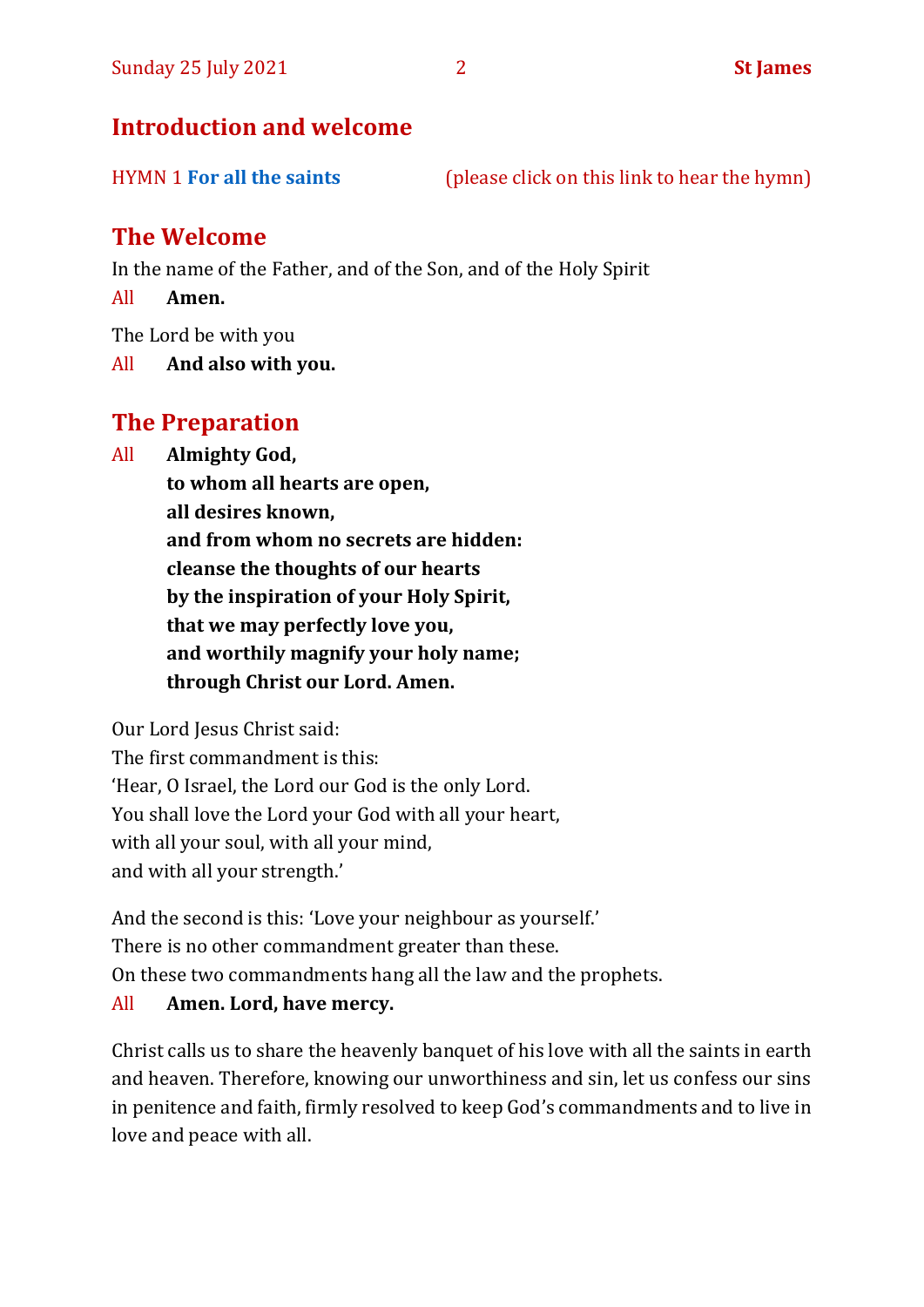## Introduction and welcome

HYMN 1 **For all the saints** (please click on this link to hear the hymn)

## The Welcome

In the name of the Father, and of the Son, and of the Holy Spirit

All **Amen.**

The Lord be with you

All **And also with you.**

## The Preparation

All **Almighty God,**
**to whom all hearts are open,**
**all desires known,**
**and from whom no secrets are hidden:**
**cleanse the thoughts of our hearts**
**by the inspiration of your Holy Spirit,**
**that we may perfectly love you,**
**and worthily magnify your holy name;**
**through Christ our Lord. Amen.**

Our Lord Jesus Christ said:
The first commandment is this:
'Hear, O Israel, the Lord our God is the only Lord.
You shall love the Lord your God with all your heart,
with all your soul, with all your mind,
and with all your strength.'

And the second is this: 'Love your neighbour as yourself.'
There is no other commandment greater than these.
On these two commandments hang all the law and the prophets.

All **Amen. Lord, have mercy.**

Christ calls us to share the heavenly banquet of his love with all the saints in earth and heaven. Therefore, knowing our unworthiness and sin, let us confess our sins in penitence and faith, firmly resolved to keep God's commandments and to live in love and peace with all.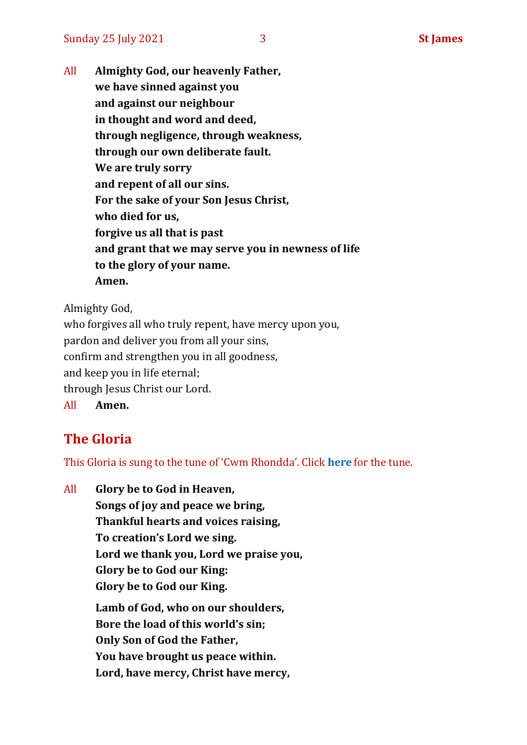All **Almighty God, our heavenly Father,**
**we have sinned against you**
**and against our neighbour**
**in thought and word and deed,**
**through negligence, through weakness,**
**through our own deliberate fault.**
**We are truly sorry**
**and repent of all our sins.**
**For the sake of your Son Jesus Christ,**
**who died for us,**
**forgive us all that is past**
**and grant that we may serve you in newness of life**
**to the glory of your name.**
**Amen.**

Almighty God,
who forgives all who truly repent, have mercy upon you,
pardon and deliver you from all your sins,
confirm and strengthen you in all goodness,
and keep you in life eternal;
through Jesus Christ our Lord.
All **Amen.**

## The Gloria

This Gloria is sung to the tune of 'Cwm Rhondda'. Click **here** for the tune.

All **Glory be to God in Heaven,**
**Songs of joy and peace we bring,**
**Thankful hearts and voices raising,**
**To creation's Lord we sing.**
**Lord we thank you, Lord we praise you,**
**Glory be to God our King:**
**Glory be to God our King.**

**Lamb of God, who on our shoulders,**
**Bore the load of this world's sin;**
**Only Son of God the Father,**
**You have brought us peace within.**
**Lord, have mercy, Christ have mercy,**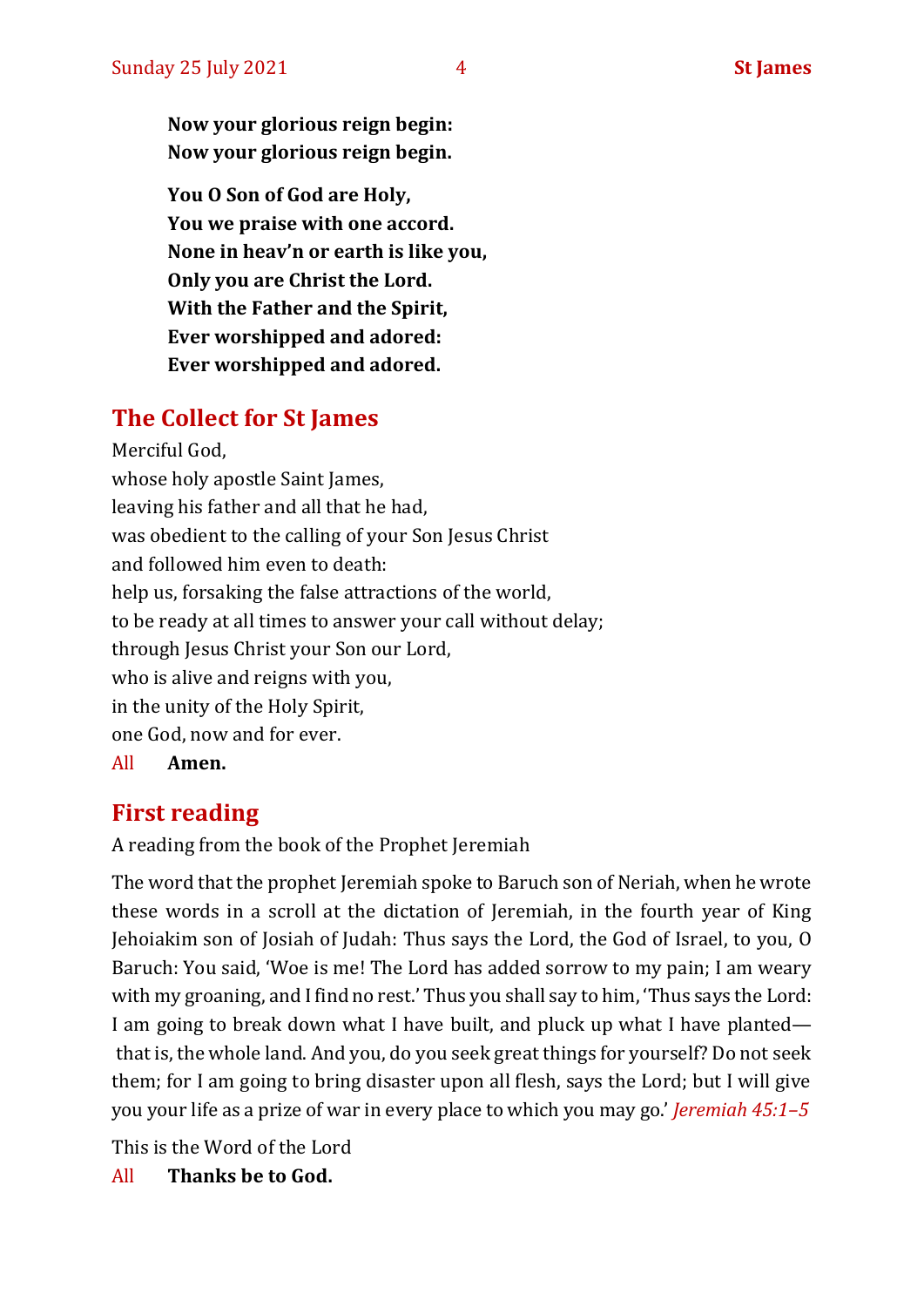**Now your glorious reign begin:**
**Now your glorious reign begin.**

**You O Son of God are Holy,**
**You we praise with one accord.**
**None in heav'n or earth is like you,**
**Only you are Christ the Lord.**
**With the Father and the Spirit,**
**Ever worshipped and adored:**
**Ever worshipped and adored.**

## The Collect for St James

Merciful God,
whose holy apostle Saint James,
leaving his father and all that he had,
was obedient to the calling of your Son Jesus Christ
and followed him even to death:
help us, forsaking the false attractions of the world,
to be ready at all times to answer your call without delay;
through Jesus Christ your Son our Lord,
who is alive and reigns with you,
in the unity of the Holy Spirit,
one God, now and for ever.

All **Amen.**

## First reading

A reading from the book of the Prophet Jeremiah

The word that the prophet Jeremiah spoke to Baruch son of Neriah, when he wrote these words in a scroll at the dictation of Jeremiah, in the fourth year of King Jehoiakim son of Josiah of Judah: Thus says the Lord, the God of Israel, to you, O Baruch: You said, 'Woe is me! The Lord has added sorrow to my pain; I am weary with my groaning, and I find no rest.' Thus you shall say to him, 'Thus says the Lord: I am going to break down what I have built, and pluck up what I have planted— that is, the whole land. And you, do you seek great things for yourself? Do not seek them; for I am going to bring disaster upon all flesh, says the Lord; but I will give you your life as a prize of war in every place to which you may go.' *Jeremiah 45:1–5*

This is the Word of the Lord

All **Thanks be to God.**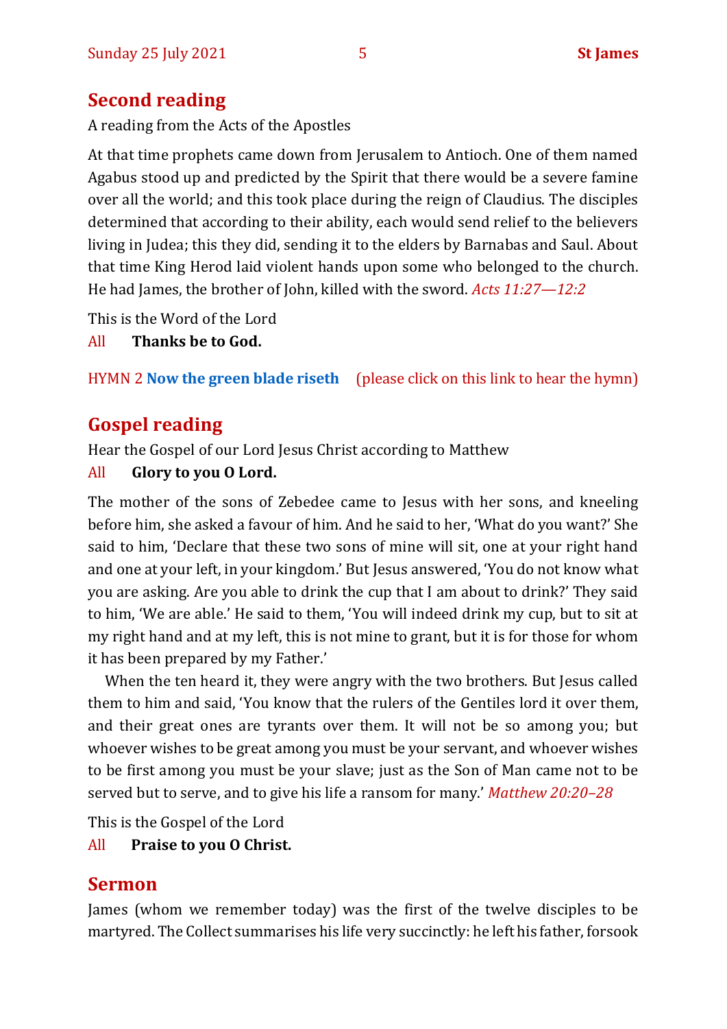## Second reading

A reading from the Acts of the Apostles

At that time prophets came down from Jerusalem to Antioch. One of them named Agabus stood up and predicted by the Spirit that there would be a severe famine over all the world; and this took place during the reign of Claudius. The disciples determined that according to their ability, each would send relief to the believers living in Judea; this they did, sending it to the elders by Barnabas and Saul. About that time King Herod laid violent hands upon some who belonged to the church. He had James, the brother of John, killed with the sword. *Acts 11:27—12:2*

This is the Word of the Lord

All **Thanks be to God.**

HYMN 2 **Now the green blade riseth** (please click on this link to hear the hymn)

## Gospel reading

Hear the Gospel of our Lord Jesus Christ according to Matthew

All **Glory to you O Lord.**

The mother of the sons of Zebedee came to Jesus with her sons, and kneeling before him, she asked a favour of him. And he said to her, 'What do you want?' She said to him, 'Declare that these two sons of mine will sit, one at your right hand and one at your left, in your kingdom.' But Jesus answered, 'You do not know what you are asking. Are you able to drink the cup that I am about to drink?' They said to him, 'We are able.' He said to them, 'You will indeed drink my cup, but to sit at my right hand and at my left, this is not mine to grant, but it is for those for whom it has been prepared by my Father.'

When the ten heard it, they were angry with the two brothers. But Jesus called them to him and said, 'You know that the rulers of the Gentiles lord it over them, and their great ones are tyrants over them. It will not be so among you; but whoever wishes to be great among you must be your servant, and whoever wishes to be first among you must be your slave; just as the Son of Man came not to be served but to serve, and to give his life a ransom for many.' *Matthew 20:20–28*

This is the Gospel of the Lord

All **Praise to you O Christ.**

## Sermon

James (whom we remember today) was the first of the twelve disciples to be martyred. The Collect summarises his life very succinctly: he left his father, forsook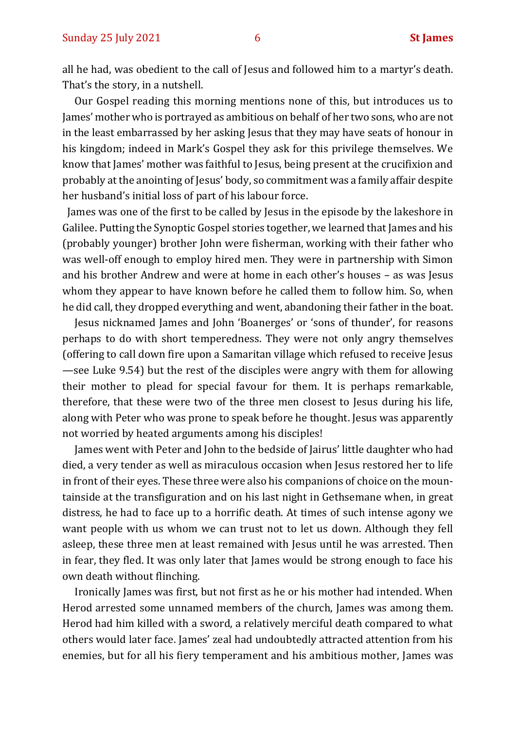all he had, was obedient to the call of Jesus and followed him to a martyr's death. That's the story, in a nutshell.

Our Gospel reading this morning mentions none of this, but introduces us to James' mother who is portrayed as ambitious on behalf of her two sons, who are not in the least embarrassed by her asking Jesus that they may have seats of honour in his kingdom; indeed in Mark's Gospel they ask for this privilege themselves. We know that James' mother was faithful to Jesus, being present at the crucifixion and probably at the anointing of Jesus' body, so commitment was a family affair despite her husband's initial loss of part of his labour force.

James was one of the first to be called by Jesus in the episode by the lakeshore in Galilee. Putting the Synoptic Gospel stories together, we learned that James and his (probably younger) brother John were fisherman, working with their father who was well-off enough to employ hired men. They were in partnership with Simon and his brother Andrew and were at home in each other's houses – as was Jesus whom they appear to have known before he called them to follow him. So, when he did call, they dropped everything and went, abandoning their father in the boat.

Jesus nicknamed James and John 'Boanerges' or 'sons of thunder', for reasons perhaps to do with short temperedness. They were not only angry themselves (offering to call down fire upon a Samaritan village which refused to receive Jesus —see Luke 9.54) but the rest of the disciples were angry with them for allowing their mother to plead for special favour for them. It is perhaps remarkable, therefore, that these were two of the three men closest to Jesus during his life, along with Peter who was prone to speak before he thought. Jesus was apparently not worried by heated arguments among his disciples!

James went with Peter and John to the bedside of Jairus' little daughter who had died, a very tender as well as miraculous occasion when Jesus restored her to life in front of their eyes. These three were also his companions of choice on the mountainside at the transfiguration and on his last night in Gethsemane when, in great distress, he had to face up to a horrific death. At times of such intense agony we want people with us whom we can trust not to let us down. Although they fell asleep, these three men at least remained with Jesus until he was arrested. Then in fear, they fled. It was only later that James would be strong enough to face his own death without flinching.

Ironically James was first, but not first as he or his mother had intended. When Herod arrested some unnamed members of the church, James was among them. Herod had him killed with a sword, a relatively merciful death compared to what others would later face. James' zeal had undoubtedly attracted attention from his enemies, but for all his fiery temperament and his ambitious mother, James was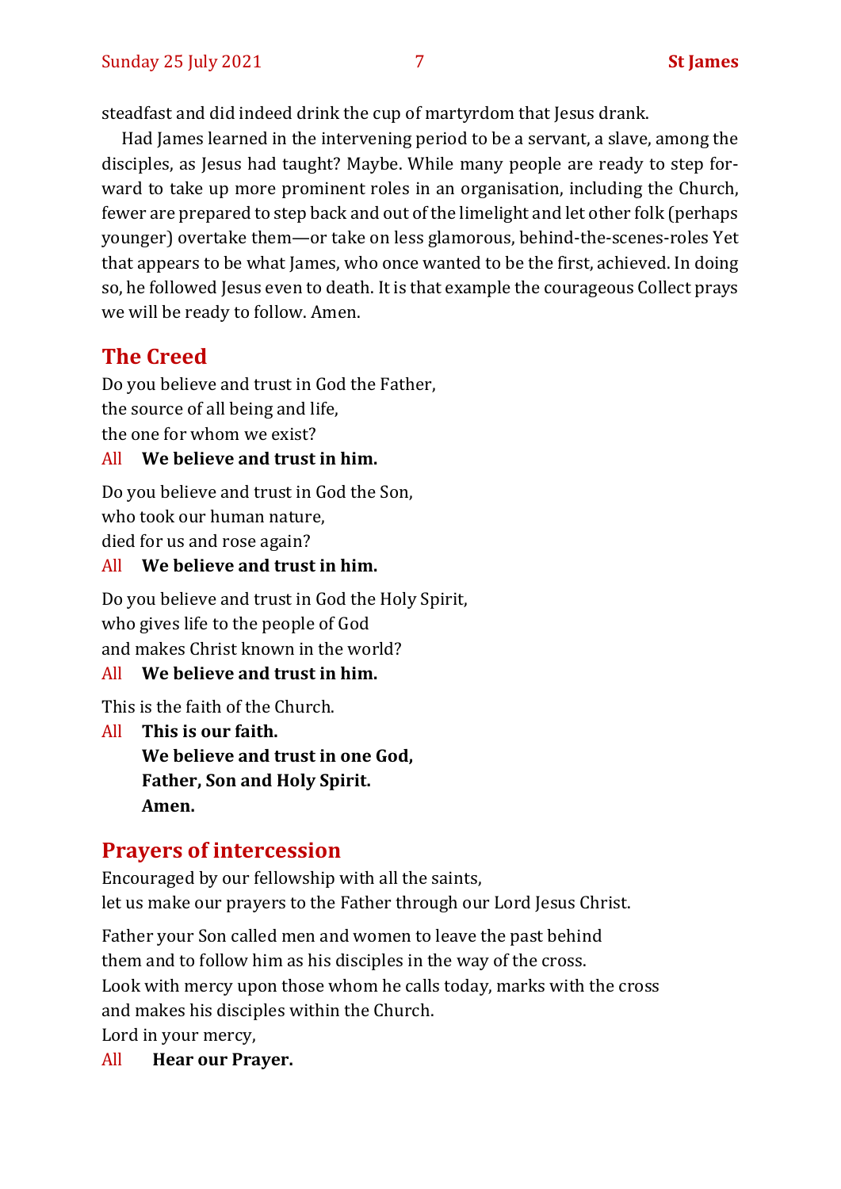steadfast and did indeed drink the cup of martyrdom that Jesus drank.

Had James learned in the intervening period to be a servant, a slave, among the disciples, as Jesus had taught? Maybe. While many people are ready to step forward to take up more prominent roles in an organisation, including the Church, fewer are prepared to step back and out of the limelight and let other folk (perhaps younger) overtake them—or take on less glamorous, behind-the-scenes-roles Yet that appears to be what James, who once wanted to be the first, achieved. In doing so, he followed Jesus even to death. It is that example the courageous Collect prays we will be ready to follow. Amen.

## The Creed

Do you believe and trust in God the Father,
the source of all being and life,
the one for whom we exist?

All **We believe and trust in him.**

Do you believe and trust in God the Son,
who took our human nature,
died for us and rose again?

All **We believe and trust in him.**

Do you believe and trust in God the Holy Spirit,
who gives life to the people of God
and makes Christ known in the world?

All **We believe and trust in him.**

This is the faith of the Church.

All **This is our faith.**
**We believe and trust in one God,**
**Father, Son and Holy Spirit.**
**Amen.**

## Prayers of intercession

Encouraged by our fellowship with all the saints,
let us make our prayers to the Father through our Lord Jesus Christ.

Father your Son called men and women to leave the past behind
them and to follow him as his disciples in the way of the cross.
Look with mercy upon those whom he calls today, marks with the cross
and makes his disciples within the Church.
Lord in your mercy,

All **Hear our Prayer.**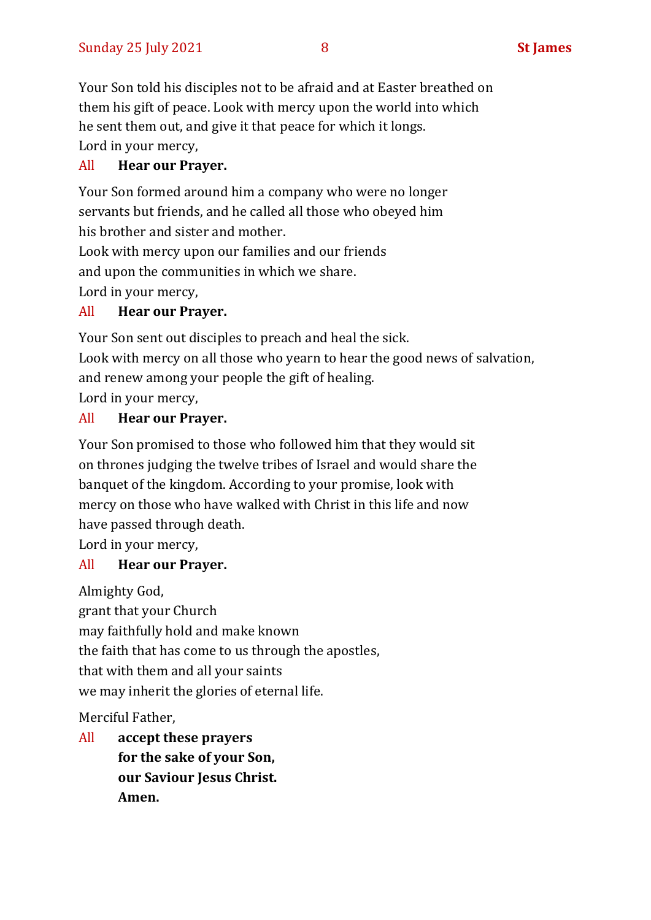Your Son told his disciples not to be afraid and at Easter breathed on them his gift of peace. Look with mercy upon the world into which he sent them out, and give it that peace for which it longs.
Lord in your mercy,

All **Hear our Prayer.**

Your Son formed around him a company who were no longer servants but friends, and he called all those who obeyed him his brother and sister and mother.
Look with mercy upon our families and our friends
and upon the communities in which we share.
Lord in your mercy,

All **Hear our Prayer.**

Your Son sent out disciples to preach and heal the sick.
Look with mercy on all those who yearn to hear the good news of salvation,
and renew among your people the gift of healing.
Lord in your mercy,

All **Hear our Prayer.**

Your Son promised to those who followed him that they would sit on thrones judging the twelve tribes of Israel and would share the banquet of the kingdom. According to your promise, look with mercy on those who have walked with Christ in this life and now have passed through death.
Lord in your mercy,

All **Hear our Prayer.**

Almighty God,
grant that your Church
may faithfully hold and make known
the faith that has come to us through the apostles,
that with them and all your saints
we may inherit the glories of eternal life.

Merciful Father,

All **accept these prayers**
**for the sake of your Son,**
**our Saviour Jesus Christ.**
**Amen.**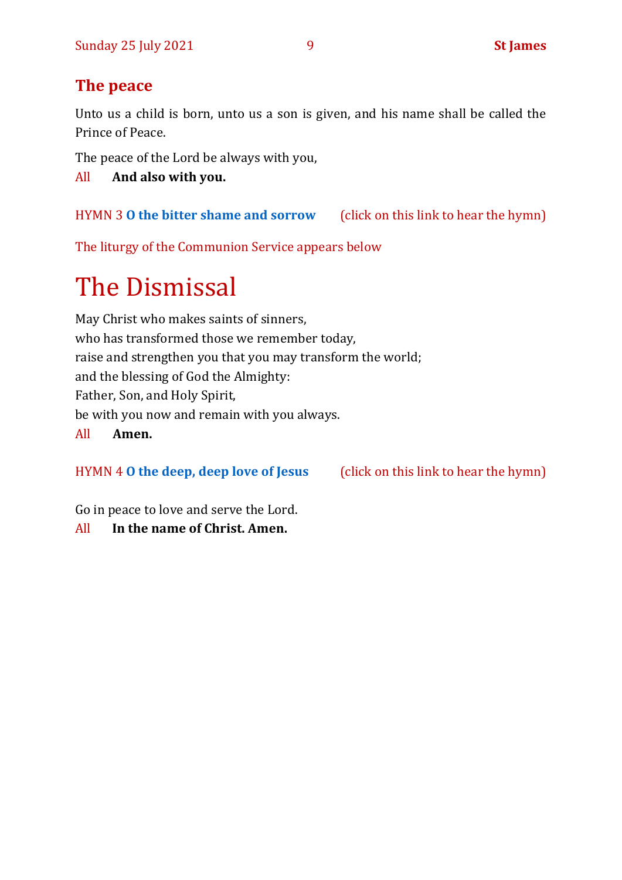## The peace

Unto us a child is born, unto us a son is given, and his name shall be called the Prince of Peace.

The peace of the Lord be always with you,

All **And also with you.**

HYMN 3 **O the bitter shame and sorrow** (click on this link to hear the hymn)

The liturgy of the Communion Service appears below

# The Dismissal

May Christ who makes saints of sinners,
who has transformed those we remember today,
raise and strengthen you that you may transform the world;
and the blessing of God the Almighty:
Father, Son, and Holy Spirit,
be with you now and remain with you always.

All **Amen.**

HYMN 4 **O the deep, deep love of Jesus** (click on this link to hear the hymn)

Go in peace to love and serve the Lord.

All **In the name of Christ. Amen.**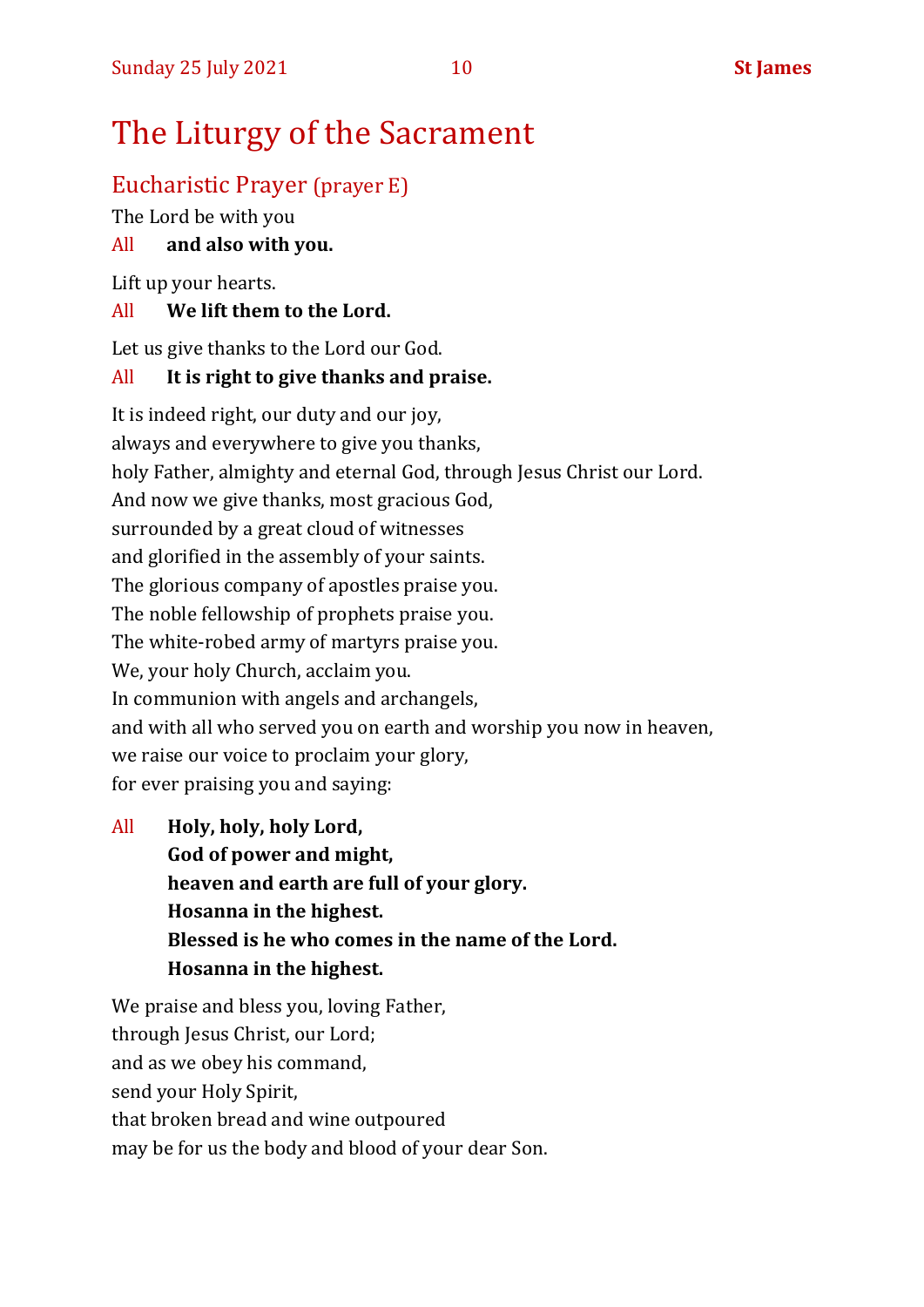# The Liturgy of the Sacrament

## Eucharistic Prayer (prayer E)

The Lord be with you

All **and also with you.**

Lift up your hearts.

All **We lift them to the Lord.**

Let us give thanks to the Lord our God.

All **It is right to give thanks and praise.**

It is indeed right, our duty and our joy,
always and everywhere to give you thanks,
holy Father, almighty and eternal God, through Jesus Christ our Lord.
And now we give thanks, most gracious God,
surrounded by a great cloud of witnesses
and glorified in the assembly of your saints.
The glorious company of apostles praise you.
The noble fellowship of prophets praise you.
The white-robed army of martyrs praise you.
We, your holy Church, acclaim you.
In communion with angels and archangels,
and with all who served you on earth and worship you now in heaven,
we raise our voice to proclaim your glory,
for ever praising you and saying:

All **Holy, holy, holy Lord,**
**God of power and might,**
**heaven and earth are full of your glory.**
**Hosanna in the highest.**
**Blessed is he who comes in the name of the Lord.**
**Hosanna in the highest.**

We praise and bless you, loving Father,
through Jesus Christ, our Lord;
and as we obey his command,
send your Holy Spirit,
that broken bread and wine outpoured
may be for us the body and blood of your dear Son.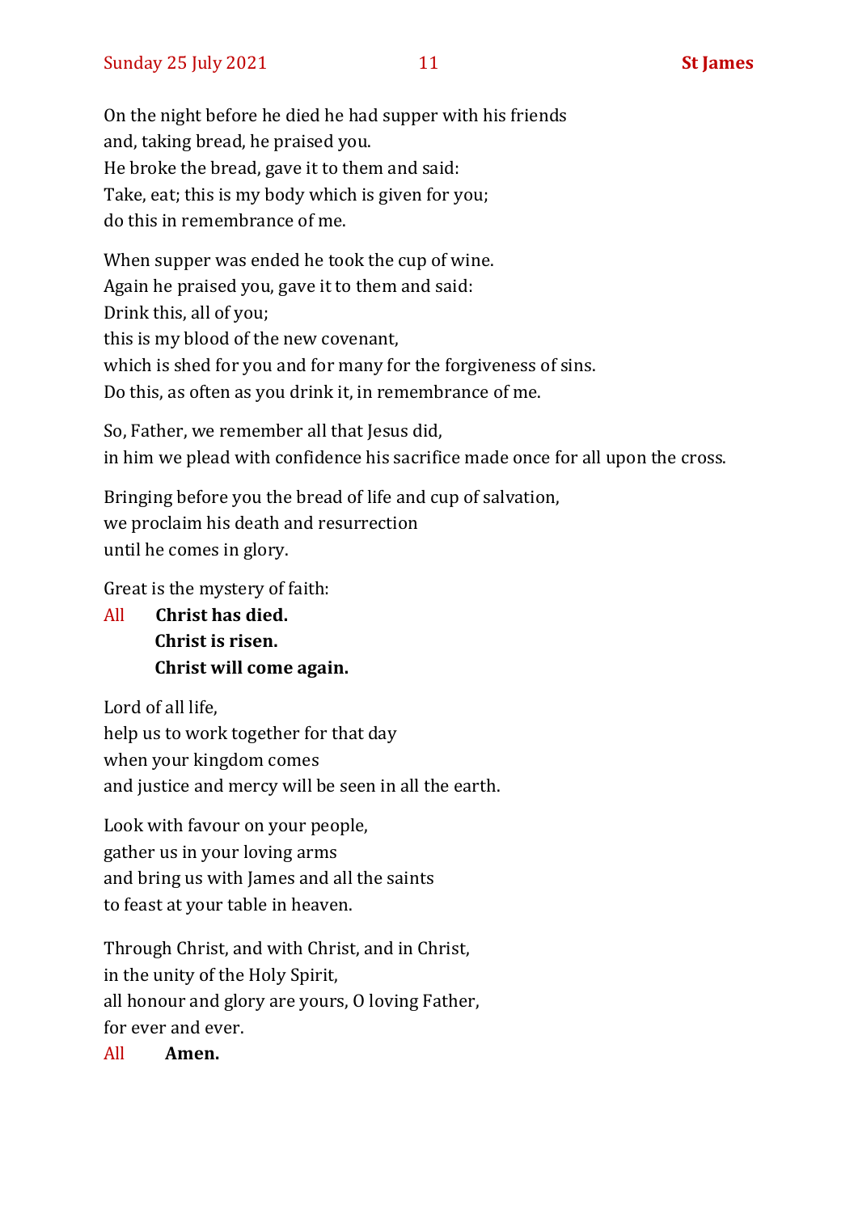On the night before he died he had supper with his friends
and, taking bread, he praised you.
He broke the bread, gave it to them and said:
Take, eat; this is my body which is given for you;
do this in remembrance of me.

When supper was ended he took the cup of wine.
Again he praised you, gave it to them and said:
Drink this, all of you;
this is my blood of the new covenant,
which is shed for you and for many for the forgiveness of sins.
Do this, as often as you drink it, in remembrance of me.

So, Father, we remember all that Jesus did,
in him we plead with confidence his sacrifice made once for all upon the cross.

Bringing before you the bread of life and cup of salvation,
we proclaim his death and resurrection
until he comes in glory.

Great is the mystery of faith:

All **Christ has died.**
**Christ is risen.**
**Christ will come again.**

Lord of all life,
help us to work together for that day
when your kingdom comes
and justice and mercy will be seen in all the earth.

Look with favour on your people,
gather us in your loving arms
and bring us with James and all the saints
to feast at your table in heaven.

Through Christ, and with Christ, and in Christ,
in the unity of the Holy Spirit,
all honour and glory are yours, O loving Father,
for ever and ever.

All **Amen.**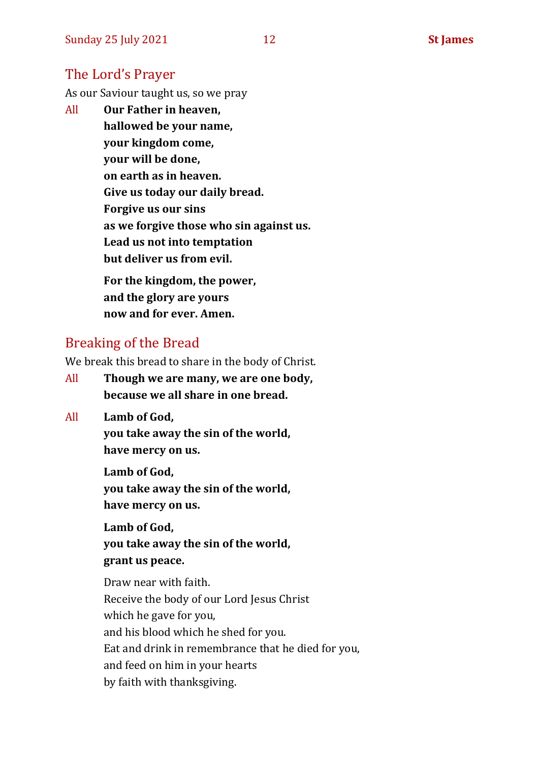## The Lord's Prayer

As our Saviour taught us, so we pray

All **Our Father in heaven,**
**hallowed be your name,**
**your kingdom come,**
**your will be done,**
**on earth as in heaven.**
**Give us today our daily bread.**
**Forgive us our sins**
**as we forgive those who sin against us.**
**Lead us not into temptation**
**but deliver us from evil.**

**For the kingdom, the power,**
**and the glory are yours**
**now and for ever. Amen.**

## Breaking of the Bread

We break this bread to share in the body of Christ.

All **Though we are many, we are one body,**
**because we all share in one bread.**

All **Lamb of God,**
**you take away the sin of the world,**
**have mercy on us.**

**Lamb of God,**
**you take away the sin of the world,**
**have mercy on us.**

**Lamb of God,**
**you take away the sin of the world,**
**grant us peace.**

Draw near with faith.
Receive the body of our Lord Jesus Christ
which he gave for you,
and his blood which he shed for you.
Eat and drink in remembrance that he died for you,
and feed on him in your hearts
by faith with thanksgiving.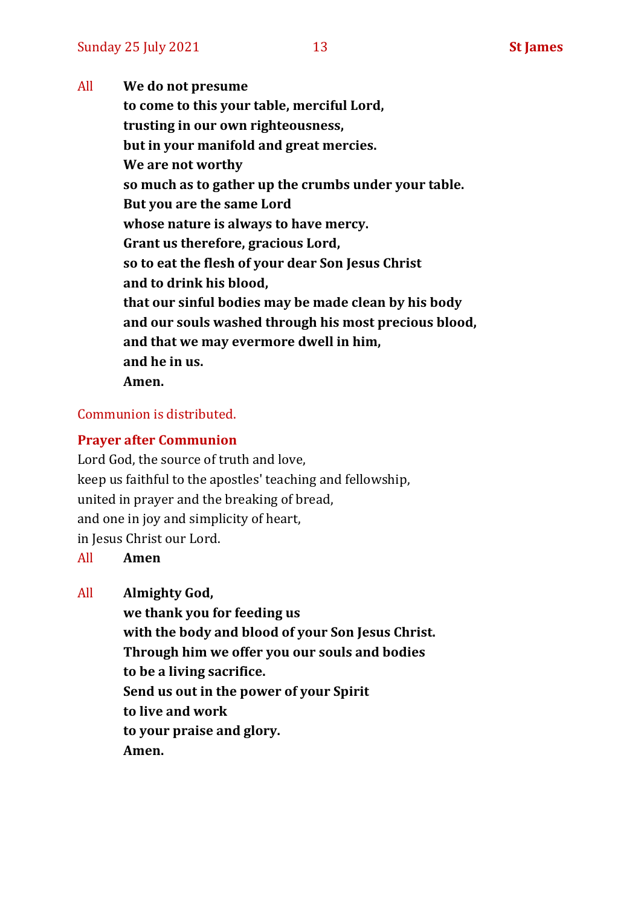All **We do not presume**
**to come to this your table, merciful Lord,**
**trusting in our own righteousness,**
**but in your manifold and great mercies.**
**We are not worthy**
**so much as to gather up the crumbs under your table.**
**But you are the same Lord**
**whose nature is always to have mercy.**
**Grant us therefore, gracious Lord,**
**so to eat the flesh of your dear Son Jesus Christ**
**and to drink his blood,**
**that our sinful bodies may be made clean by his body**
**and our souls washed through his most precious blood,**
**and that we may evermore dwell in him,**
**and he in us.**
**Amen.**

Communion is distributed.

### Prayer after Communion

Lord God, the source of truth and love,
keep us faithful to the apostles' teaching and fellowship,
united in prayer and the breaking of bread,
and one in joy and simplicity of heart,
in Jesus Christ our Lord.

All **Amen**

All **Almighty God,**
**we thank you for feeding us**
**with the body and blood of your Son Jesus Christ.**
**Through him we offer you our souls and bodies**
**to be a living sacrifice.**
**Send us out in the power of your Spirit**
**to live and work**
**to your praise and glory.**
**Amen.**